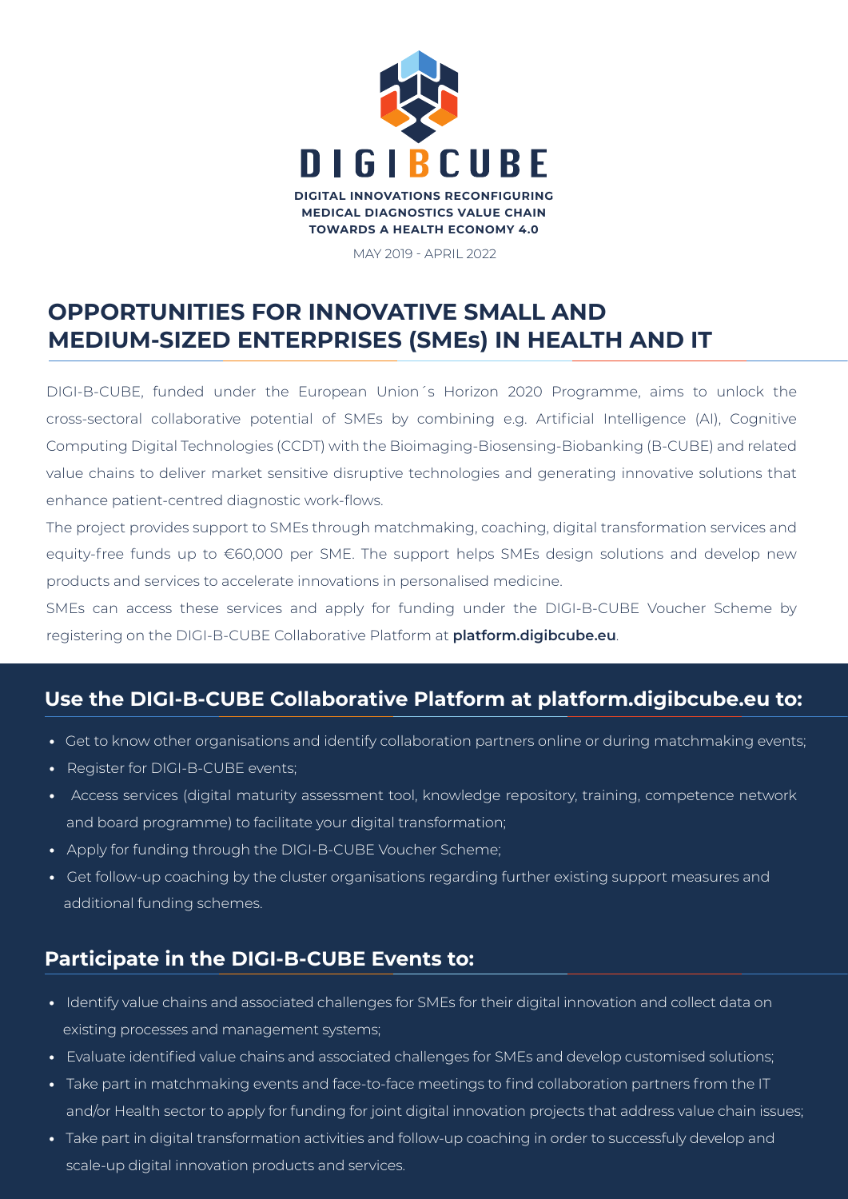# DIGIBCUBE

**DIGITAL INNOVATIONS RECONFIGURING MEDICAL DIAGNOSTICS VALUE CHAIN TOWARDS A HEALTH ECONOMY 4.0**

MAY 2019 - APRIL 2022

## OPPORTUNITIES FOR INNOVATIVE SMALL AND MEDIUM-SIZED ENTERPRISES (SMEs) IN HEALTH AND IT

DIGI-B-CUBE, funded under the European Union´s Horizon 2020 Programme, aims to unlock the cross-sectoral collaborative potential of SMEs by combining e.g. Artificial Intelligence (AI), Cognitive Computing Digital Technologies (CCDT) with the Bioimaging-Biosensing-Biobanking (B-CUBE) and related value chains to deliver market sensitive disruptive technologies and generating innovative solutions that enhance patient-centred diagnostic work-flows.

The project provides support to SMEs through matchmaking, coaching, digital transformation services and equity-free funds up to €60,000 per SME. The support helps SMEs design solutions and develop new products and services to accelerate innovations in personalised medicine.

SMEs can access these services and apply for funding under the DIGI-B-CUBE Voucher Scheme by registering on the DIGI-B-CUBE Collaborative Platform at **platform.digibcube.eu**.

### Use the DIGI-B-CUBE Collaborative Platform at platform.digibcube.eu to:

- Get to know other organisations and identify collaboration partners online or during matchmaking events;
- Register for DIGI-B-CUBE events;
- Access services (digital maturity assessment tool, knowledge repository, training, competence network and board programme) to facilitate your digital transformation;
- Apply for funding through the DIGI-B-CUBE Voucher Scheme;
- Get follow-up coaching by the cluster organisations regarding further existing support measures and additional funding schemes.

### Participate in the DIGI-B-CUBE Events to:

- Identify value chains and associated challenges for SMEs for their digital innovation and collect data on existing processes and management systems;
- Evaluate identified value chains and associated challenges for SMEs and develop customised solutions;
- Take part in matchmaking events and face-to-face meetings to find collaboration partners from the IT and/or Health sector to apply for funding for joint digital innovation projects that address value chain issues;
- Take part in digital transformation activities and follow-up coaching in order to successfuly develop and scale-up digital innovation products and services.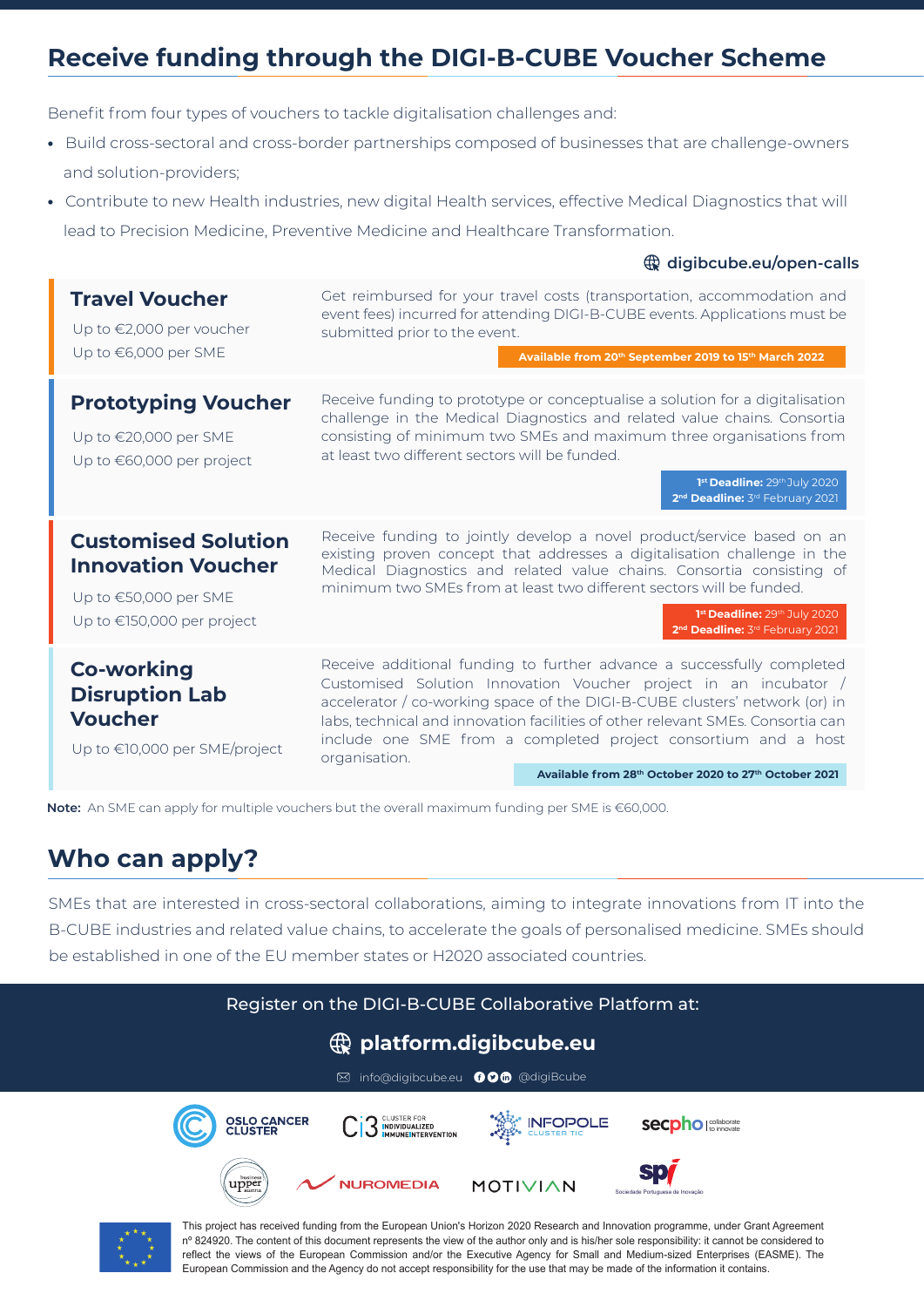## Receive funding through the DIGI-B-CUBE Voucher Scheme

Benefit from four types of vouchers to tackle digitalisation challenges and:

- Build cross-sectoral and cross-border partnerships composed of businesses that are challenge-owners and solution-providers;
- Contribute to new Health industries, new digital Health services, effective Medical Diagnostics that will lead to Precision Medicine, Preventive Medicine and Healthcare Transformation.

digibcube.eu/open-calls

### Travel Voucher

Up to €2,000 per voucher
Up to €6,000 per SME

Get reimbursed for your travel costs (transportation, accommodation and event fees) incurred for attending DIGI-B-CUBE events. Applications must be submitted prior to the event.

**Available from 20th September 2019 to 15th March 2022**

### Prototyping Voucher

Up to €20,000 per SME
Up to €60,000 per project

Receive funding to prototype or conceptualise a solution for a digitalisation challenge in the Medical Diagnostics and related value chains. Consortia consisting of minimum two SMEs and maximum three organisations from at least two different sectors will be funded.

**1st Deadline:** 29th July 2020
**2nd Deadline:** 3rd February 2021

### Customised Solution Innovation Voucher

Up to €50,000 per SME
Up to €150,000 per project

Receive funding to jointly develop a novel product/service based on an existing proven concept that addresses a digitalisation challenge in the Medical Diagnostics and related value chains. Consortia consisting of minimum two SMEs from at least two different sectors will be funded.

**1st Deadline:** 29th July 2020
**2nd Deadline:** 3rd February 2021

### Co-working Disruption Lab Voucher

Up to €10,000 per SME/project

Receive additional funding to further advance a successfully completed Customised Solution Innovation Voucher project in an incubator / accelerator / co-working space of the DIGI-B-CUBE clusters' network (or) in labs, technical and innovation facilities of other relevant SMEs. Consortia can include one SME from a completed project consortium and a host organisation.

**Available from 28th October 2020 to 27th October 2021**

**Note:** An SME can apply for multiple vouchers but the overall maximum funding per SME is €60,000.

## Who can apply?

SMEs that are interested in cross-sectoral collaborations, aiming to integrate innovations from IT into the B-CUBE industries and related value chains, to accelerate the goals of personalised medicine. SMEs should be established in one of the EU member states or H2020 associated countries.

Register on the DIGI-B-CUBE Collaborative Platform at:

**platform.digibcube.eu**

info@digibcube.eu @digiBcube

OSLO CANCER CLUSTER · Ci3 CLUSTER FOR INDIVIDUALIZED IMMUNEINTERVENTION · INFOPOLE CLUSTER TIC · secpho collaborate to innovate · business upper austria · NUROMEDIA · MOTIVIAN · spi Sociedade Portuguesa de Inovação

This project has received funding from the European Union's Horizon 2020 Research and Innovation programme, under Grant Agreement nº 824920. The content of this document represents the view of the author only and is his/her sole responsibility: it cannot be considered to reflect the views of the European Commission and/or the Executive Agency for Small and Medium-sized Enterprises (EASME). The European Commission and the Agency do not accept responsibility for the use that may be made of the information it contains.